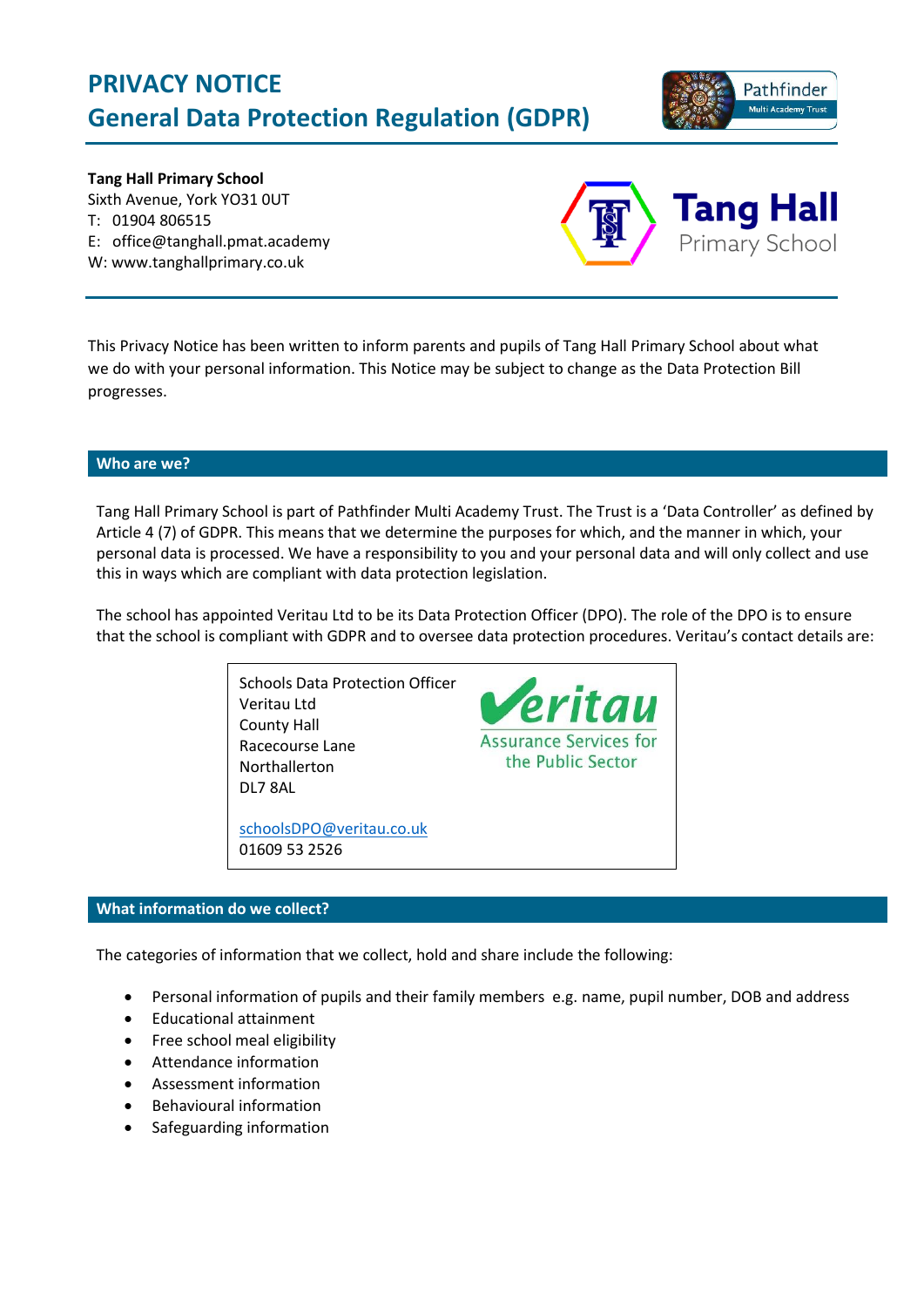# PRIVACY NOTICE
# General Data Protection Regulation (GDPR)

**Tang Hall Primary School**
Sixth Avenue, York YO31 0UT
T: 01904 806515
E: office@tanghall.pmat.academy
W: www.tanghallprimary.co.uk

This Privacy Notice has been written to inform parents and pupils of Tang Hall Primary School about what we do with your personal information. This Notice may be subject to change as the Data Protection Bill progresses.

## Who are we?

Tang Hall Primary School is part of Pathfinder Multi Academy Trust. The Trust is a 'Data Controller' as defined by Article 4 (7) of GDPR. This means that we determine the purposes for which, and the manner in which, your personal data is processed. We have a responsibility to you and your personal data and will only collect and use this in ways which are compliant with data protection legislation.

The school has appointed Veritau Ltd to be its Data Protection Officer (DPO). The role of the DPO is to ensure that the school is compliant with GDPR and to oversee data protection procedures. Veritau's contact details are:

Schools Data Protection Officer
Veritau Ltd
County Hall
Racecourse Lane
Northallerton
DL7 8AL

schoolsDPO@veritau.co.uk
01609 53 2526

## What information do we collect?

The categories of information that we collect, hold and share include the following:

- Personal information of pupils and their family members e.g. name, pupil number, DOB and address
- Educational attainment
- Free school meal eligibility
- Attendance information
- Assessment information
- Behavioural information
- Safeguarding information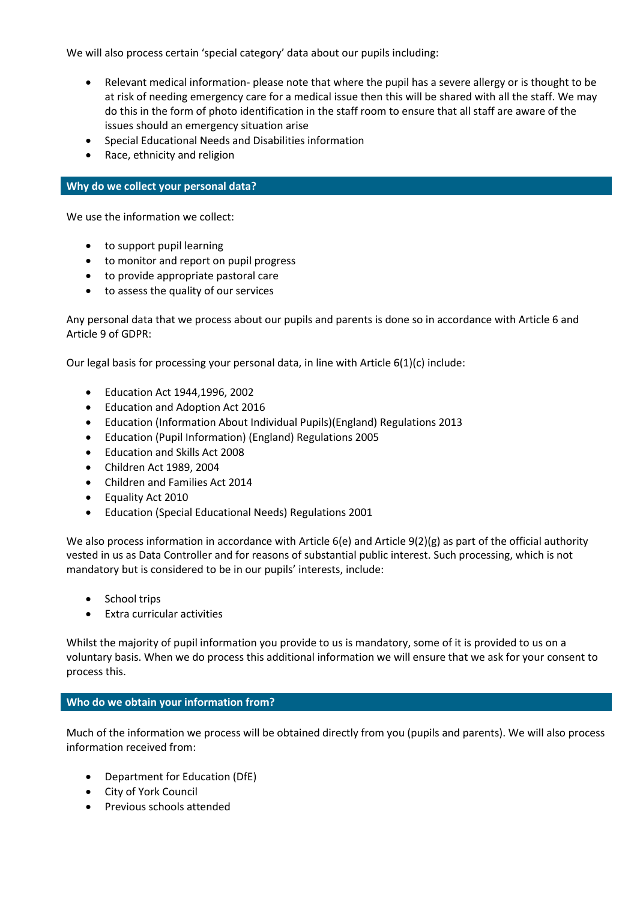We will also process certain 'special category' data about our pupils including:

- Relevant medical information- please note that where the pupil has a severe allergy or is thought to be at risk of needing emergency care for a medical issue then this will be shared with all the staff. We may do this in the form of photo identification in the staff room to ensure that all staff are aware of the issues should an emergency situation arise
- Special Educational Needs and Disabilities information
- Race, ethnicity and religion

## Why do we collect your personal data?

We use the information we collect:

- to support pupil learning
- to monitor and report on pupil progress
- to provide appropriate pastoral care
- to assess the quality of our services

Any personal data that we process about our pupils and parents is done so in accordance with Article 6 and Article 9 of GDPR:

Our legal basis for processing your personal data, in line with Article 6(1)(c) include:

- Education Act 1944,1996, 2002
- Education and Adoption Act 2016
- Education (Information About Individual Pupils)(England) Regulations 2013
- Education (Pupil Information) (England) Regulations 2005
- Education and Skills Act 2008
- Children Act 1989, 2004
- Children and Families Act 2014
- Equality Act 2010
- Education (Special Educational Needs) Regulations 2001

We also process information in accordance with Article 6(e) and Article 9(2)(g) as part of the official authority vested in us as Data Controller and for reasons of substantial public interest. Such processing, which is not mandatory but is considered to be in our pupils' interests, include:

- School trips
- Extra curricular activities

Whilst the majority of pupil information you provide to us is mandatory, some of it is provided to us on a voluntary basis. When we do process this additional information we will ensure that we ask for your consent to process this.

## Who do we obtain your information from?

Much of the information we process will be obtained directly from you (pupils and parents). We will also process information received from:

- Department for Education (DfE)
- City of York Council
- Previous schools attended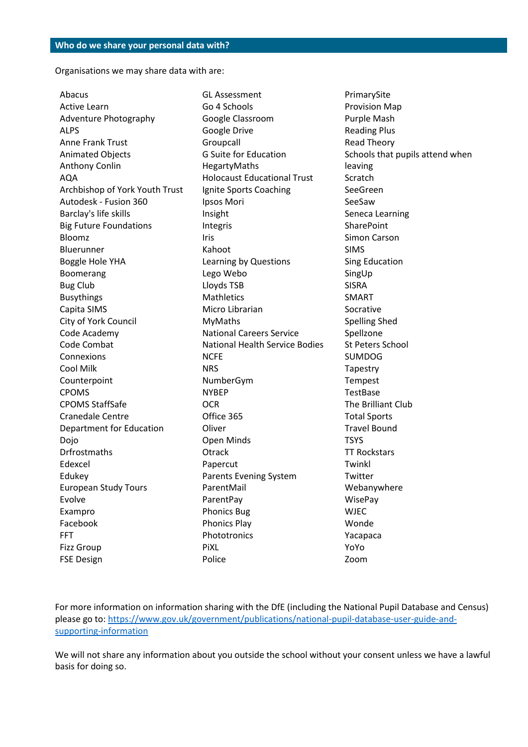## Who do we share your personal data with?

Organisations we may share data with are:

- Abacus
- Active Learn
- Adventure Photography
- ALPS
- Anne Frank Trust
- Animated Objects
- Anthony Conlin
- AQA
- Archbishop of York Youth Trust
- Autodesk - Fusion 360
- Barclay's life skills
- Big Future Foundations
- Bloomz
- Bluerunner
- Boggle Hole YHA
- Boomerang
- Bug Club
- Busythings
- Capita SIMS
- City of York Council
- Code Academy
- Code Combat
- Connexions
- Cool Milk
- Counterpoint
- CPOMS
- CPOMS StaffSafe
- Cranedale Centre
- Department for Education
- Dojo
- Drfrostmaths
- Edexcel
- Edukey
- European Study Tours
- Evolve
- Exampro
- Facebook
- FFT
- Fizz Group
- FSE Design
- GL Assessment
- Go 4 Schools
- Google Classroom
- Google Drive
- Groupcall
- G Suite for Education
- HegartyMaths
- Holocaust Educational Trust
- Ignite Sports Coaching
- Ipsos Mori
- Insight
- Integris
- Iris
- Kahoot
- Learning by Questions
- Lego Webo
- Lloyds TSB
- Mathletics
- Micro Librarian
- MyMaths
- National Careers Service
- National Health Service Bodies
- NCFE
- NRS
- NumberGym
- NYBEP
- OCR
- Office 365
- Oliver
- Open Minds
- Otrack
- Papercut
- Parents Evening System
- ParentMail
- ParentPay
- Phonics Bug
- Phonics Play
- Phototronics
- PiXL
- Police
- PrimarySite
- Provision Map
- Purple Mash
- Reading Plus
- Read Theory
- Schools that pupils attend when leaving
- Scratch
- SeeGreen
- SeeSaw
- Seneca Learning
- SharePoint
- Simon Carson
- SIMS
- Sing Education
- SingUp
- SISRA
- SMART
- Socrative
- Spelling Shed
- Spellzone
- St Peters School
- SUMDOG
- Tapestry
- Tempest
- TestBase
- The Brilliant Club
- Total Sports
- Travel Bound
- TSYS
- TT Rockstars
- Twinkl
- Twitter
- Webanywhere
- WisePay
- WJEC
- Wonde
- Yacapaca
- YoYo
- Zoom

For more information on information sharing with the DfE (including the National Pupil Database and Census) please go to: [https://www.gov.uk/government/publications/national-pupil-database-user-guide-and-supporting-information](https://www.gov.uk/government/publications/national-pupil-database-user-guide-and-supporting-information)

We will not share any information about you outside the school without your consent unless we have a lawful basis for doing so.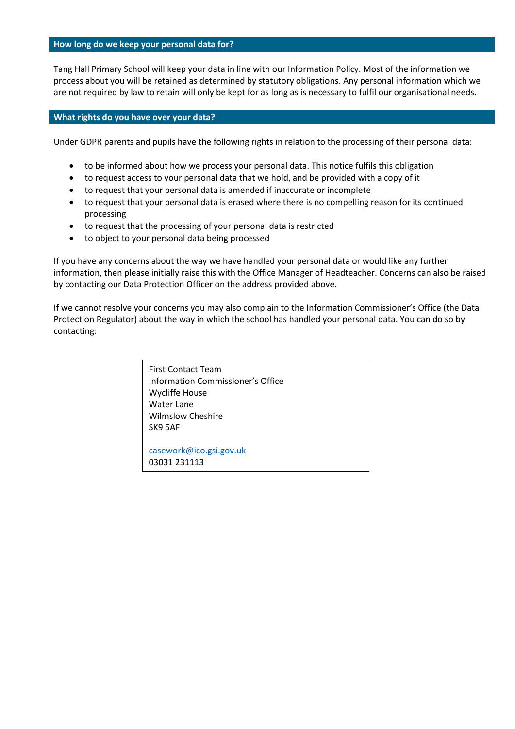## How long do we keep your personal data for?

Tang Hall Primary School will keep your data in line with our Information Policy. Most of the information we process about you will be retained as determined by statutory obligations. Any personal information which we are not required by law to retain will only be kept for as long as is necessary to fulfil our organisational needs.

## What rights do you have over your data?

Under GDPR parents and pupils have the following rights in relation to the processing of their personal data:

- to be informed about how we process your personal data. This notice fulfils this obligation
- to request access to your personal data that we hold, and be provided with a copy of it
- to request that your personal data is amended if inaccurate or incomplete
- to request that your personal data is erased where there is no compelling reason for its continued processing
- to request that the processing of your personal data is restricted
- to object to your personal data being processed

If you have any concerns about the way we have handled your personal data or would like any further information, then please initially raise this with the Office Manager of Headteacher. Concerns can also be raised by contacting our Data Protection Officer on the address provided above.

If we cannot resolve your concerns you may also complain to the Information Commissioner's Office (the Data Protection Regulator) about the way in which the school has handled your personal data. You can do so by contacting:

First Contact Team
Information Commissioner's Office
Wycliffe House
Water Lane
Wilmslow Cheshire
SK9 5AF

casework@ico.gsi.gov.uk
03031 231113